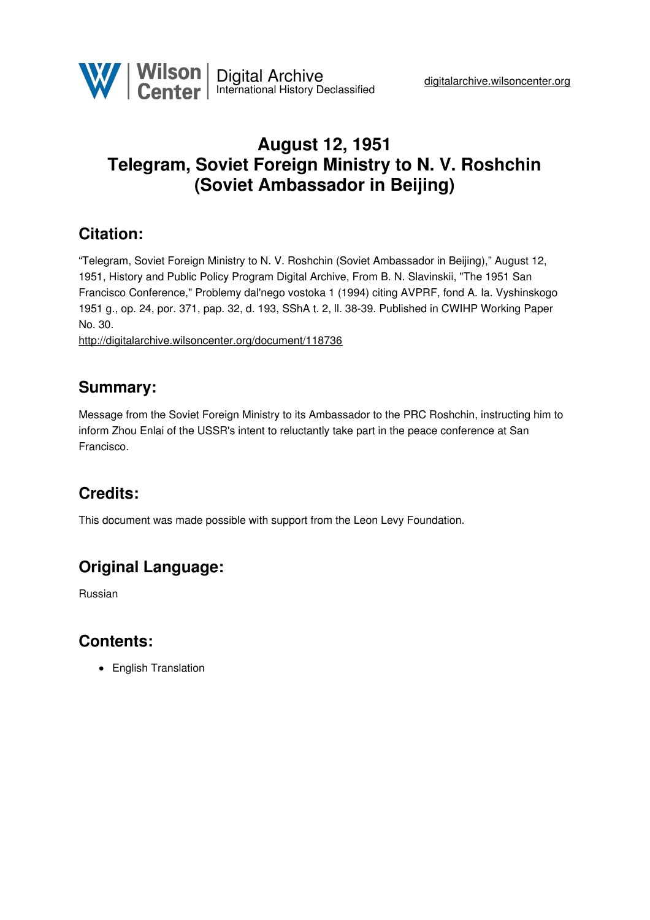# August 12, 1951
# Telegram, Soviet Foreign Ministry to N. V. Roshchin (Soviet Ambassador in Beijing)

## Citation:

"Telegram, Soviet Foreign Ministry to N. V. Roshchin (Soviet Ambassador in Beijing)," August 12, 1951, History and Public Policy Program Digital Archive, From B. N. Slavinskii, "The 1951 San Francisco Conference," Problemy dal'nego vostoka 1 (1994) citing AVPRF, fond A. Ia. Vyshinskogo 1951 g., op. 24, por. 371, pap. 32, d. 193, SShA t. 2, ll. 38-39. Published in CWIHP Working Paper No. 30.
http://digitalarchive.wilsoncenter.org/document/118736

## Summary:

Message from the Soviet Foreign Ministry to its Ambassador to the PRC Roshchin, instructing him to inform Zhou Enlai of the USSR's intent to reluctantly take part in the peace conference at San Francisco.

## Credits:

This document was made possible with support from the Leon Levy Foundation.

## Original Language:

Russian

## Contents:

- English Translation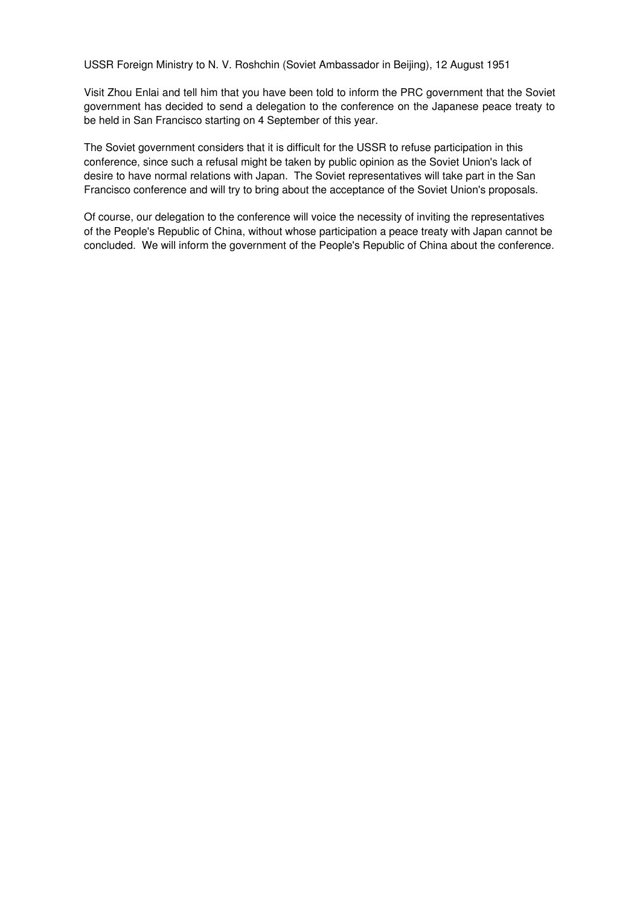USSR Foreign Ministry to N. V. Roshchin (Soviet Ambassador in Beijing), 12 August 1951

Visit Zhou Enlai and tell him that you have been told to inform the PRC government that the Soviet government has decided to send a delegation to the conference on the Japanese peace treaty to be held in San Francisco starting on 4 September of this year.

The Soviet government considers that it is difficult for the USSR to refuse participation in this conference, since such a refusal might be taken by public opinion as the Soviet Union's lack of desire to have normal relations with Japan. The Soviet representatives will take part in the San Francisco conference and will try to bring about the acceptance of the Soviet Union's proposals.

Of course, our delegation to the conference will voice the necessity of inviting the representatives of the People's Republic of China, without whose participation a peace treaty with Japan cannot be concluded. We will inform the government of the People's Republic of China about the conference.